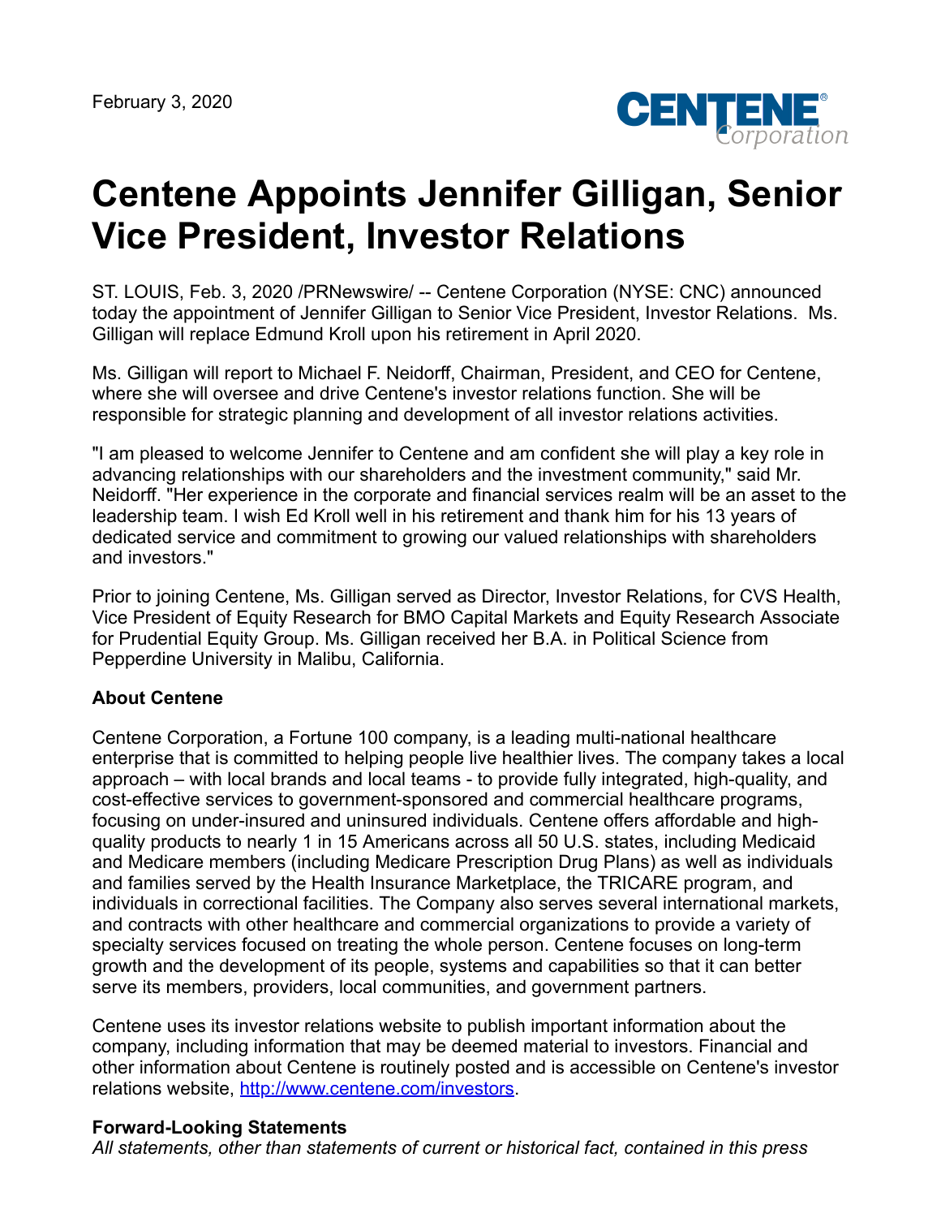February 3, 2020

# Centene Appoints Jennifer Gilligan, Senior Vice President, Investor Relations

ST. LOUIS, Feb. 3, 2020 /PRNewswire/ -- Centene Corporation (NYSE: CNC) announced today the appointment of Jennifer Gilligan to Senior Vice President, Investor Relations. Ms. Gilligan will replace Edmund Kroll upon his retirement in April 2020.

Ms. Gilligan will report to Michael F. Neidorff, Chairman, President, and CEO for Centene, where she will oversee and drive Centene's investor relations function. She will be responsible for strategic planning and development of all investor relations activities.

"I am pleased to welcome Jennifer to Centene and am confident she will play a key role in advancing relationships with our shareholders and the investment community," said Mr. Neidorff. "Her experience in the corporate and financial services realm will be an asset to the leadership team. I wish Ed Kroll well in his retirement and thank him for his 13 years of dedicated service and commitment to growing our valued relationships with shareholders and investors."

Prior to joining Centene, Ms. Gilligan served as Director, Investor Relations, for CVS Health, Vice President of Equity Research for BMO Capital Markets and Equity Research Associate for Prudential Equity Group. Ms. Gilligan received her B.A. in Political Science from Pepperdine University in Malibu, California.

**About Centene**

Centene Corporation, a Fortune 100 company, is a leading multi-national healthcare enterprise that is committed to helping people live healthier lives. The company takes a local approach – with local brands and local teams - to provide fully integrated, high-quality, and cost-effective services to government-sponsored and commercial healthcare programs, focusing on under-insured and uninsured individuals. Centene offers affordable and high-quality products to nearly 1 in 15 Americans across all 50 U.S. states, including Medicaid and Medicare members (including Medicare Prescription Drug Plans) as well as individuals and families served by the Health Insurance Marketplace, the TRICARE program, and individuals in correctional facilities. The Company also serves several international markets, and contracts with other healthcare and commercial organizations to provide a variety of specialty services focused on treating the whole person. Centene focuses on long-term growth and the development of its people, systems and capabilities so that it can better serve its members, providers, local communities, and government partners.

Centene uses its investor relations website to publish important information about the company, including information that may be deemed material to investors. Financial and other information about Centene is routinely posted and is accessible on Centene's investor relations website, http://www.centene.com/investors.

**Forward-Looking Statements**

*All statements, other than statements of current or historical fact, contained in this press*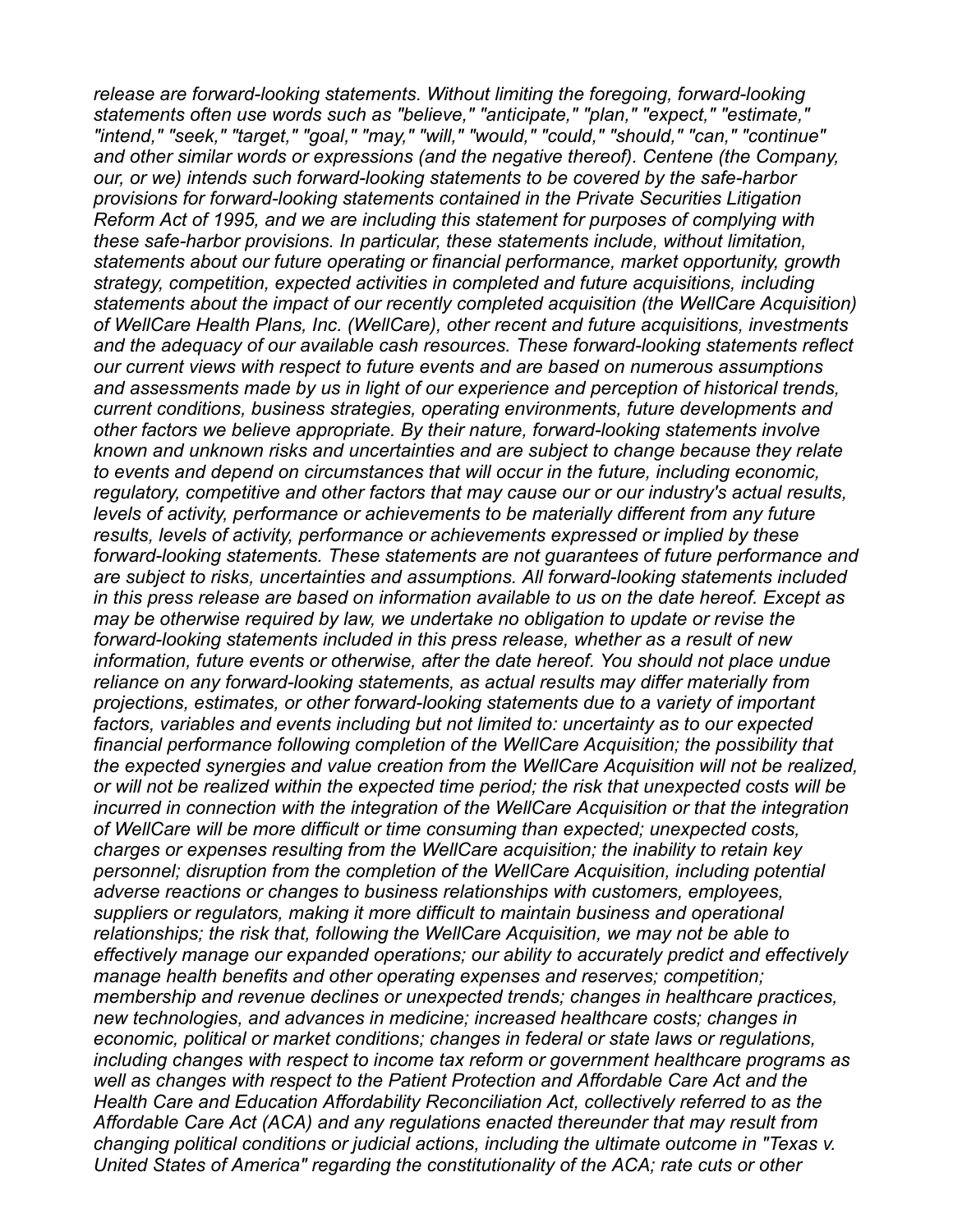*release are forward-looking statements. Without limiting the foregoing, forward-looking statements often use words such as "believe," "anticipate," "plan," "expect," "estimate," "intend," "seek," "target," "goal," "may," "will," "would," "could," "should," "can," "continue" and other similar words or expressions (and the negative thereof). Centene (the Company, our, or we) intends such forward-looking statements to be covered by the safe-harbor provisions for forward-looking statements contained in the Private Securities Litigation Reform Act of 1995, and we are including this statement for purposes of complying with these safe-harbor provisions. In particular, these statements include, without limitation, statements about our future operating or financial performance, market opportunity, growth strategy, competition, expected activities in completed and future acquisitions, including statements about the impact of our recently completed acquisition (the WellCare Acquisition) of WellCare Health Plans, Inc. (WellCare), other recent and future acquisitions, investments and the adequacy of our available cash resources. These forward-looking statements reflect our current views with respect to future events and are based on numerous assumptions and assessments made by us in light of our experience and perception of historical trends, current conditions, business strategies, operating environments, future developments and other factors we believe appropriate. By their nature, forward-looking statements involve known and unknown risks and uncertainties and are subject to change because they relate to events and depend on circumstances that will occur in the future, including economic, regulatory, competitive and other factors that may cause our or our industry's actual results, levels of activity, performance or achievements to be materially different from any future results, levels of activity, performance or achievements expressed or implied by these forward-looking statements. These statements are not guarantees of future performance and are subject to risks, uncertainties and assumptions. All forward-looking statements included in this press release are based on information available to us on the date hereof. Except as may be otherwise required by law, we undertake no obligation to update or revise the forward-looking statements included in this press release, whether as a result of new information, future events or otherwise, after the date hereof. You should not place undue reliance on any forward-looking statements, as actual results may differ materially from projections, estimates, or other forward-looking statements due to a variety of important factors, variables and events including but not limited to: uncertainty as to our expected financial performance following completion of the WellCare Acquisition; the possibility that the expected synergies and value creation from the WellCare Acquisition will not be realized, or will not be realized within the expected time period; the risk that unexpected costs will be incurred in connection with the integration of the WellCare Acquisition or that the integration of WellCare will be more difficult or time consuming than expected; unexpected costs, charges or expenses resulting from the WellCare acquisition; the inability to retain key personnel; disruption from the completion of the WellCare Acquisition, including potential adverse reactions or changes to business relationships with customers, employees, suppliers or regulators, making it more difficult to maintain business and operational relationships; the risk that, following the WellCare Acquisition, we may not be able to effectively manage our expanded operations; our ability to accurately predict and effectively manage health benefits and other operating expenses and reserves; competition; membership and revenue declines or unexpected trends; changes in healthcare practices, new technologies, and advances in medicine; increased healthcare costs; changes in economic, political or market conditions; changes in federal or state laws or regulations, including changes with respect to income tax reform or government healthcare programs as well as changes with respect to the Patient Protection and Affordable Care Act and the Health Care and Education Affordability Reconciliation Act, collectively referred to as the Affordable Care Act (ACA) and any regulations enacted thereunder that may result from changing political conditions or judicial actions, including the ultimate outcome in "Texas v. United States of America" regarding the constitutionality of the ACA; rate cuts or other*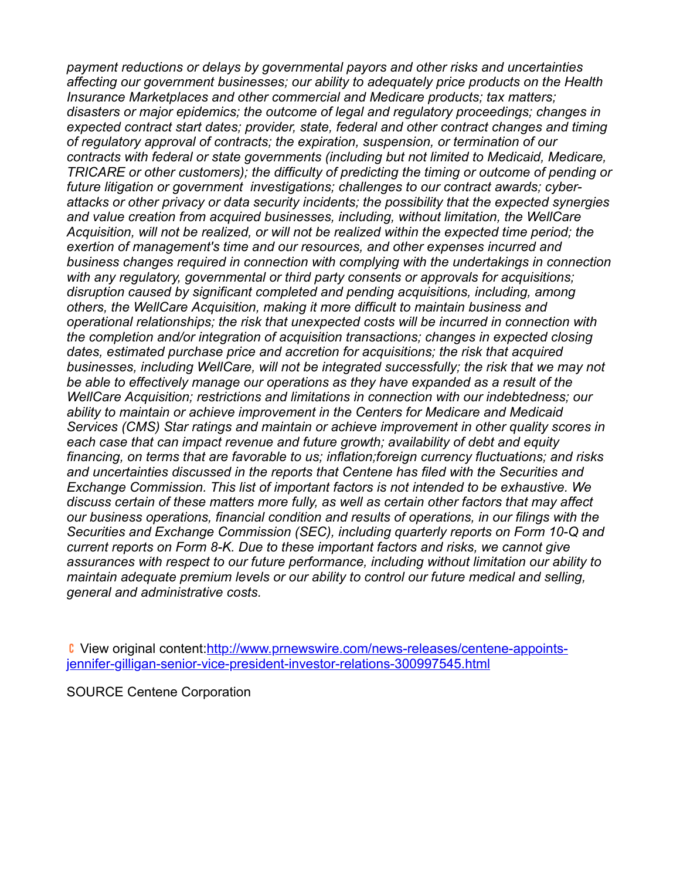*payment reductions or delays by governmental payors and other risks and uncertainties affecting our government businesses; our ability to adequately price products on the Health Insurance Marketplaces and other commercial and Medicare products; tax matters; disasters or major epidemics; the outcome of legal and regulatory proceedings; changes in expected contract start dates; provider, state, federal and other contract changes and timing of regulatory approval of contracts; the expiration, suspension, or termination of our contracts with federal or state governments (including but not limited to Medicaid, Medicare, TRICARE or other customers); the difficulty of predicting the timing or outcome of pending or future litigation or government investigations; challenges to our contract awards; cyber-attacks or other privacy or data security incidents; the possibility that the expected synergies and value creation from acquired businesses, including, without limitation, the WellCare Acquisition, will not be realized, or will not be realized within the expected time period; the exertion of management's time and our resources, and other expenses incurred and business changes required in connection with complying with the undertakings in connection with any regulatory, governmental or third party consents or approvals for acquisitions; disruption caused by significant completed and pending acquisitions, including, among others, the WellCare Acquisition, making it more difficult to maintain business and operational relationships; the risk that unexpected costs will be incurred in connection with the completion and/or integration of acquisition transactions; changes in expected closing dates, estimated purchase price and accretion for acquisitions; the risk that acquired businesses, including WellCare, will not be integrated successfully; the risk that we may not be able to effectively manage our operations as they have expanded as a result of the WellCare Acquisition; restrictions and limitations in connection with our indebtedness; our ability to maintain or achieve improvement in the Centers for Medicare and Medicaid Services (CMS) Star ratings and maintain or achieve improvement in other quality scores in each case that can impact revenue and future growth; availability of debt and equity financing, on terms that are favorable to us; inflation;foreign currency fluctuations; and risks and uncertainties discussed in the reports that Centene has filed with the Securities and Exchange Commission. This list of important factors is not intended to be exhaustive. We discuss certain of these matters more fully, as well as certain other factors that may affect our business operations, financial condition and results of operations, in our filings with the Securities and Exchange Commission (SEC), including quarterly reports on Form 10-Q and current reports on Form 8-K. Due to these important factors and risks, we cannot give assurances with respect to our future performance, including without limitation our ability to maintain adequate premium levels or our ability to control our future medical and selling, general and administrative costs.*

View original content:[http://www.prnewswire.com/news-releases/centene-appoints-jennifer-gilligan-senior-vice-president-investor-relations-300997545.html](http://www.prnewswire.com/news-releases/centene-appoints-jennifer-gilligan-senior-vice-president-investor-relations-300997545.html)

SOURCE Centene Corporation